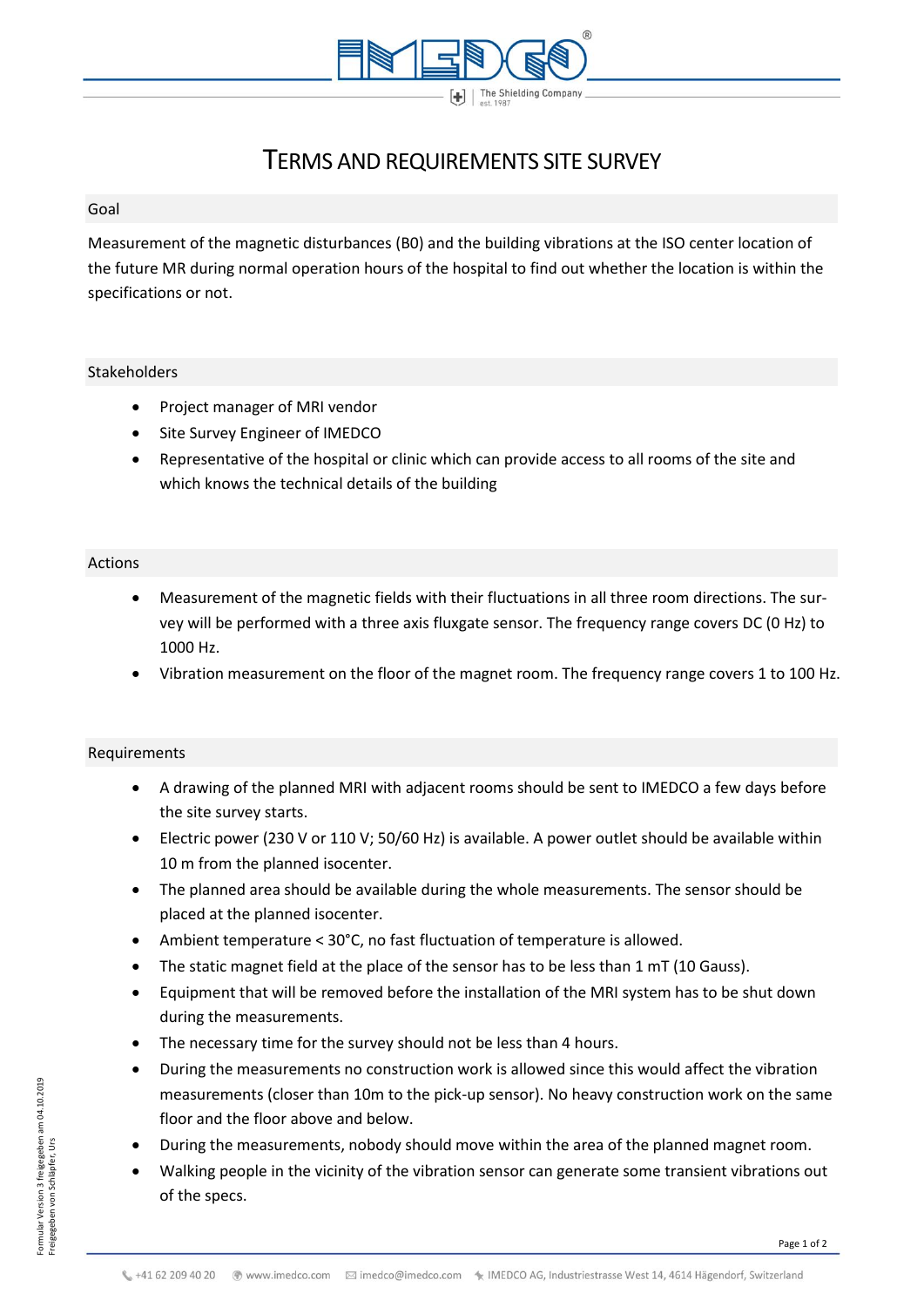# TERMS AND REQUIREMENTS SITE SURVEY

## Goal

Measurement of the magnetic disturbances (B0) and the building vibrations at the ISO center location of the future MR during normal operation hours of the hospital to find out whether the location is within the specifications or not.

## Stakeholders

- Project manager of MRI vendor
- Site Survey Engineer of IMEDCO
- Representative of the hospital or clinic which can provide access to all rooms of the site and which knows the technical details of the building

## Actions

- Measurement of the magnetic fields with their fluctuations in all three room directions. The survey will be performed with a three axis fluxgate sensor. The frequency range covers DC (0 Hz) to 1000 Hz.
- Vibration measurement on the floor of the magnet room. The frequency range covers 1 to 100 Hz.

## Requirements

- A drawing of the planned MRI with adjacent rooms should be sent to IMEDCO a few days before the site survey starts.
- Electric power (230 V or 110 V; 50/60 Hz) is available. A power outlet should be available within 10 m from the planned isocenter.
- The planned area should be available during the whole measurements. The sensor should be placed at the planned isocenter.
- Ambient temperature < 30°C, no fast fluctuation of temperature is allowed.
- The static magnet field at the place of the sensor has to be less than 1 mT (10 Gauss).
- Equipment that will be removed before the installation of the MRI system has to be shut down during the measurements.
- The necessary time for the survey should not be less than 4 hours.
- During the measurements no construction work is allowed since this would affect the vibration measurements (closer than 10m to the pick-up sensor). No heavy construction work on the same floor and the floor above and below.
- During the measurements, nobody should move within the area of the planned magnet room.
- Walking people in the vicinity of the vibration sensor can generate some transient vibrations out of the specs.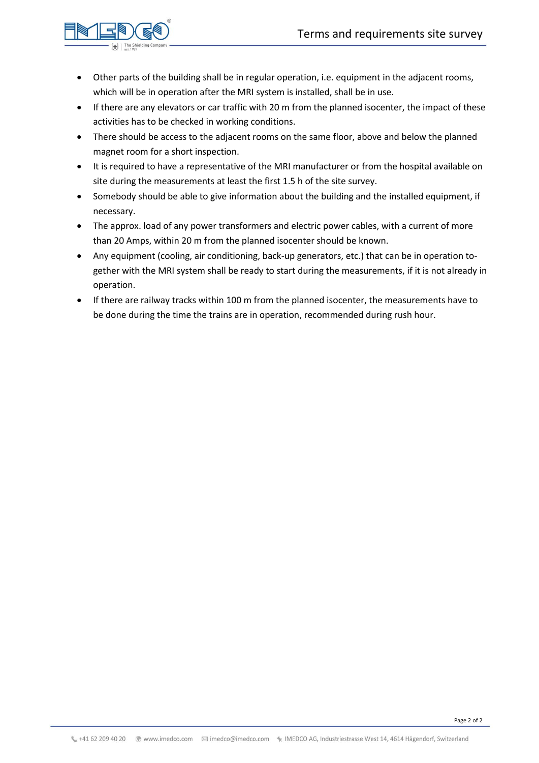- Other parts of the building shall be in regular operation, i.e. equipment in the adjacent rooms, which will be in operation after the MRI system is installed, shall be in use.
- If there are any elevators or car traffic with 20 m from the planned isocenter, the impact of these activities has to be checked in working conditions.
- There should be access to the adjacent rooms on the same floor, above and below the planned magnet room for a short inspection.
- It is required to have a representative of the MRI manufacturer or from the hospital available on site during the measurements at least the first 1.5 h of the site survey.
- Somebody should be able to give information about the building and the installed equipment, if necessary.
- The approx. load of any power transformers and electric power cables, with a current of more than 20 Amps, within 20 m from the planned isocenter should be known.
- Any equipment (cooling, air conditioning, back-up generators, etc.) that can be in operation together with the MRI system shall be ready to start during the measurements, if it is not already in operation.
- If there are railway tracks within 100 m from the planned isocenter, the measurements have to be done during the time the trains are in operation, recommended during rush hour.